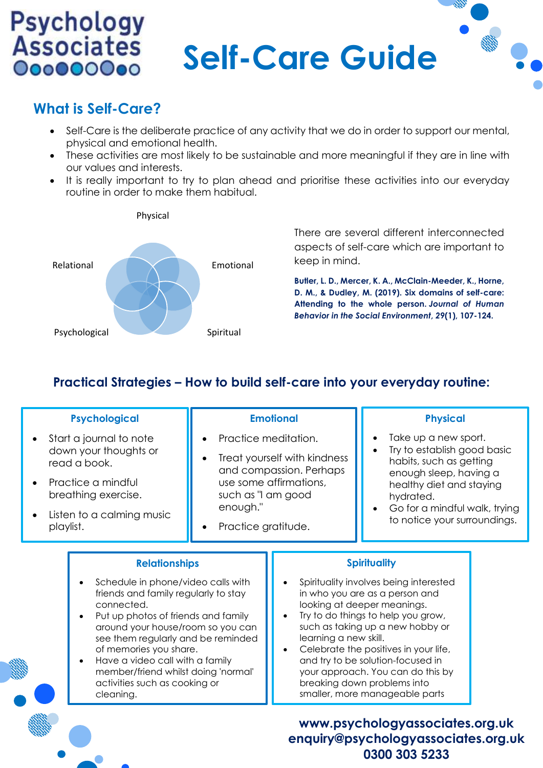Psychology Associates

# Self-Care Guide

## What is Self-Care?

- Self-Care is the deliberate practice of any activity that we do in order to support our mental, physical and emotional health.
- These activities are most likely to be sustainable and more meaningful if they are in line with our values and interests.
- It is really important to try to plan ahead and prioritise these activities into our everyday routine in order to make them habitual.

Physical

Relational

Emotional

Psychological

Spiritual

There are several different interconnected aspects of self-care which are important to keep in mind.

**Butler, L. D., Mercer, K. A., McClain-Meeder, K., Horne, D. M., & Dudley, M. (2019). Six domains of self-care: Attending to the whole person. *Journal of Human Behavior in the Social Environment*, 29(1), 107-124.**

## Practical Strategies – How to build self-care into your everyday routine:

### Psychological

- Start a journal to note down your thoughts or read a book.
- Practice a mindful breathing exercise.
- Listen to a calming music playlist.

### Emotional

- Practice meditation.
- Treat yourself with kindness and compassion. Perhaps use some affirmations, such as "I am good enough."
- Practice gratitude.

### Physical

- Take up a new sport.
- Try to establish good basic habits, such as getting enough sleep, having a healthy diet and staying hydrated.
- Go for a mindful walk, trying to notice your surroundings.

### Relationships

- Schedule in phone/video calls with friends and family regularly to stay connected.
- Put up photos of friends and family around your house/room so you can see them regularly and be reminded of memories you share.
- Have a video call with a family member/friend whilst doing 'normal' activities such as cooking or cleaning.

### Spirituality

- Spirituality involves being interested in who you are as a person and looking at deeper meanings.
- Try to do things to help you grow, such as taking up a new hobby or learning a new skill.
- Celebrate the positives in your life, and try to be solution-focused in your approach. You can do this by breaking down problems into smaller, more manageable parts

**www.psychologyassociates.org.uk**
**enquiry@psychologyassociates.org.uk**
**0300 303 5233**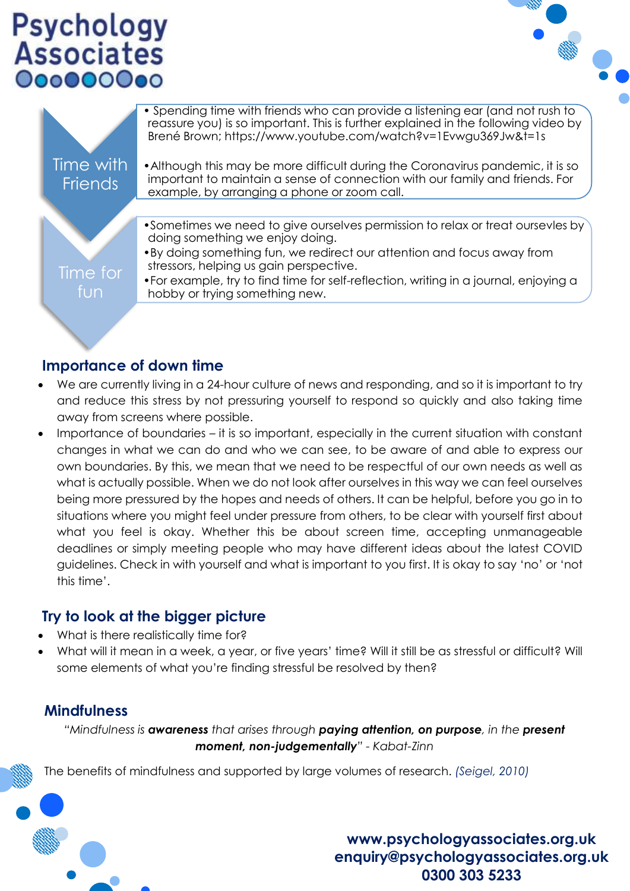### Time with Friends

- Spending time with friends who can provide a listening ear (and not rush to reassure you) is so important. This is further explained in the following video by Brené Brown; https://www.youtube.com/watch?v=1Evwgu369Jw&t=1s
- Although this may be more difficult during the Coronavirus pandemic, it is so important to maintain a sense of connection with our family and friends. For example, by arranging a phone or zoom call.

### Time for fun

- Sometimes we need to give ourselves permission to relax or treat oursevles by doing something we enjoy doing.
- By doing something fun, we redirect our attention and focus away from stressors, helping us gain perspective.
- For example, try to find time for self-reflection, writing in a journal, enjoying a hobby or trying something new.

## Importance of down time

- We are currently living in a 24-hour culture of news and responding, and so it is important to try and reduce this stress by not pressuring yourself to respond so quickly and also taking time away from screens where possible.
- Importance of boundaries – it is so important, especially in the current situation with constant changes in what we can do and who we can see, to be aware of and able to express our own boundaries. By this, we mean that we need to be respectful of our own needs as well as what is actually possible. When we do not look after ourselves in this way we can feel ourselves being more pressured by the hopes and needs of others. It can be helpful, before you go in to situations where you might feel under pressure from others, to be clear with yourself first about what you feel is okay. Whether this be about screen time, accepting unmanageable deadlines or simply meeting people who may have different ideas about the latest COVID guidelines. Check in with yourself and what is important to you first. It is okay to say 'no' or 'not this time'.

## Try to look at the bigger picture

- What is there realistically time for?
- What will it mean in a week, a year, or five years' time? Will it still be as stressful or difficult? Will some elements of what you're finding stressful be resolved by then?

## Mindfulness

*"Mindfulness is **awareness** that arises through **paying attention, on purpose**, in the **present moment, non-judgementally**" - Kabat-Zinn*

The benefits of mindfulness and supported by large volumes of research. *(Seigel, 2010)*

**www.psychologyassociates.org.uk**
**enquiry@psychologyassociates.org.uk**
**0300 303 5233**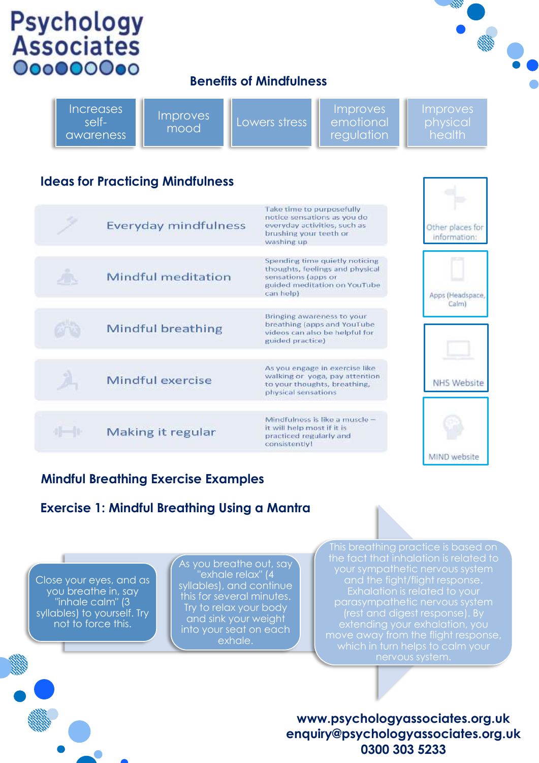Psychology Associates

## Benefits of Mindfulness

- Increases self-awareness
- Improves mood
- Lowers stress
- Improves emotional regulation
- Improves physical health

## Ideas for Practicing Mindfulness

| | |
|---|---|
| Everyday mindfulness | Take time to purposefully notice sensations as you do everyday activities, such as brushing your teeth or washing up |
| Mindful meditation | Spending time quietly noticing thoughts, feelings and physical sensations (apps or guided meditation on YouTube can help) |
| Mindful breathing | Bringing awareness to your breathing (apps and YouTube videos can also be helpful for guided practice) |
| Mindful exercise | As you engage in exercise like walking or yoga, pay attention to your thoughts, breathing, physical sensations |
| Making it regular | Mindfulness is like a muscle – it will help most if it is practiced regularly and consistently! |

Other places for information:

- Apps (Headspace, Calm)
- NHS Website
- MIND website

## Mindful Breathing Exercise Examples

### Exercise 1: Mindful Breathing Using a Mantra

Close your eyes, and as you breathe in, say "inhale calm" (3 syllables) to yourself. Try not to force this.

As you breathe out, say "exhale relax" (4 syllables), and continue this for several minutes. Try to relax your body and sink your weight into your seat on each exhale.

This breathing practice is based on the fact that inhalation is related to your sympathetic nervous system and the fight/flight response. Exhalation is related to your parasympathetic nervous system (rest and digest response). By extending your exhalation, you move away from the flight response, which in turn helps to calm your nervous system.

www.psychologyassociates.org.uk
enquiry@psychologyassociates.org.uk
0300 303 5233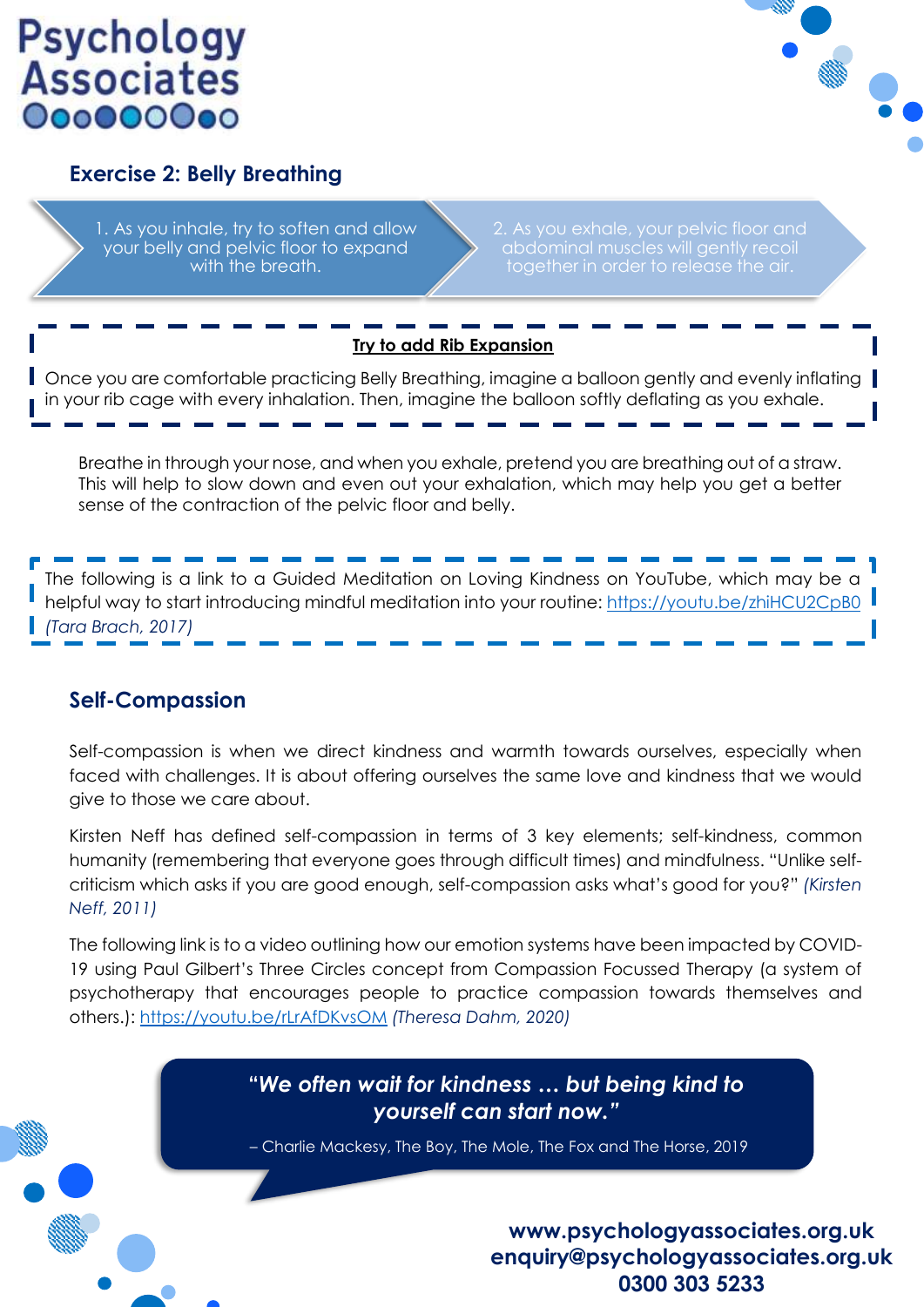## Exercise 2: Belly Breathing

1. As you inhale, try to soften and allow your belly and pelvic floor to expand with the breath.
2. As you exhale, your pelvic floor and abdominal muscles will gently recoil together in order to release the air.

**Try to add Rib Expansion**

Once you are comfortable practicing Belly Breathing, imagine a balloon gently and evenly inflating in your rib cage with every inhalation. Then, imagine the balloon softly deflating as you exhale.

Breathe in through your nose, and when you exhale, pretend you are breathing out of a straw. This will help to slow down and even out your exhalation, which may help you get a better sense of the contraction of the pelvic floor and belly.

The following is a link to a Guided Meditation on Loving Kindness on YouTube, which may be a helpful way to start introducing mindful meditation into your routine: https://youtu.be/zhiHCU2CpB0 *(Tara Brach, 2017)*

## Self-Compassion

Self-compassion is when we direct kindness and warmth towards ourselves, especially when faced with challenges. It is about offering ourselves the same love and kindness that we would give to those we care about.

Kirsten Neff has defined self-compassion in terms of 3 key elements; self-kindness, common humanity (remembering that everyone goes through difficult times) and mindfulness. "Unlike self-criticism which asks if you are good enough, self-compassion asks what's good for you?" *(Kirsten Neff, 2011)*

The following link is to a video outlining how our emotion systems have been impacted by COVID-19 using Paul Gilbert's Three Circles concept from Compassion Focussed Therapy (a system of psychotherapy that encourages people to practice compassion towards themselves and others.): https://youtu.be/rLrAfDKvsOM *(Theresa Dahm, 2020)*

> ***"We often wait for kindness … but being kind to yourself can start now."***
>
> – Charlie Mackesy, The Boy, The Mole, The Fox and The Horse, 2019

**www.psychologyassociates.org.uk**
**enquiry@psychologyassociates.org.uk**
**0300 303 5233**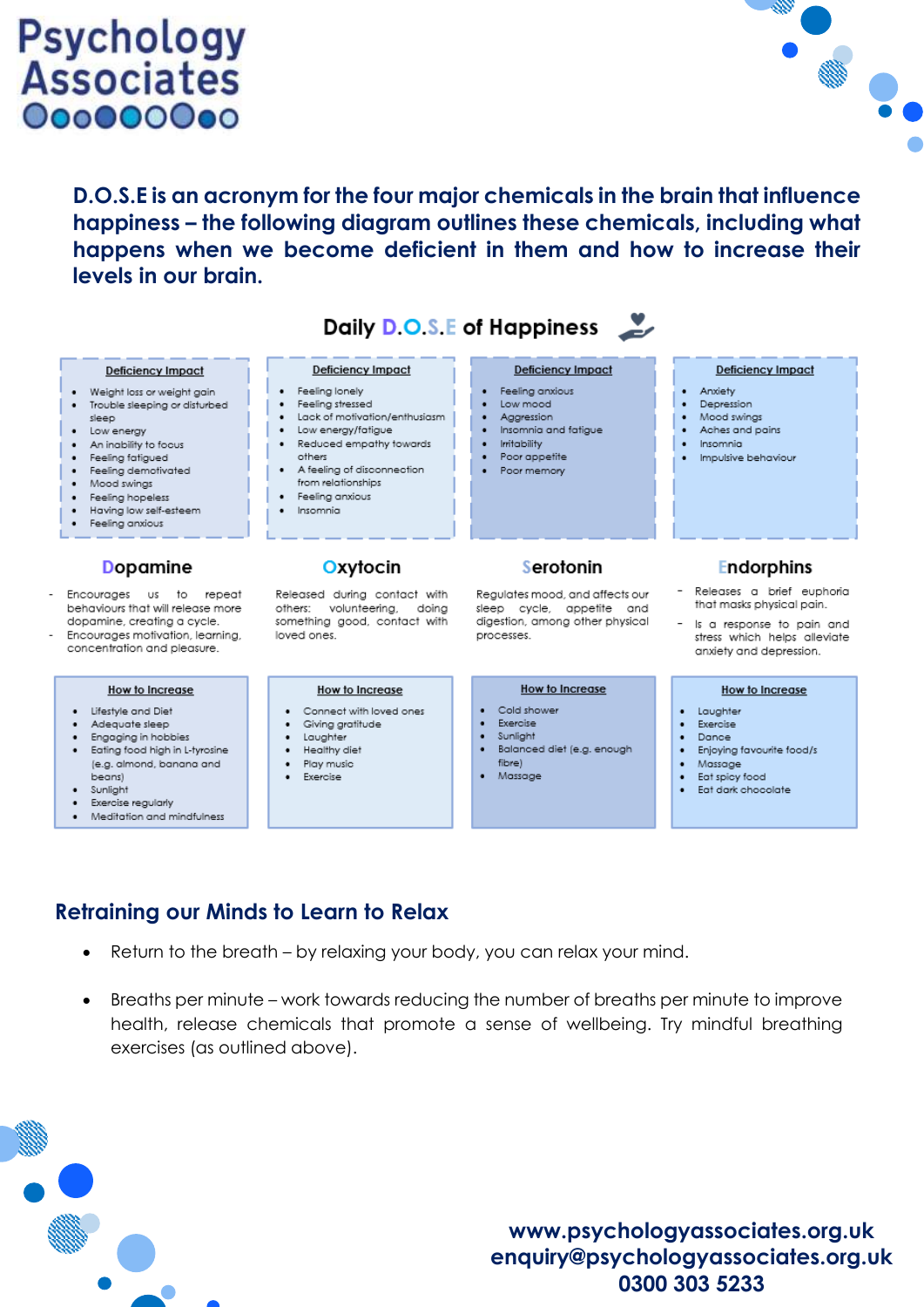**D.O.S.E is an acronym for the four major chemicals in the brain that influence happiness – the following diagram outlines these chemicals, including what happens when we become deficient in them and how to increase their levels in our brain.**

## Daily D.O.S.E of Happiness

### Dopamine

**Deficiency Impact**

- Weight loss or weight gain
- Trouble sleeping or disturbed sleep
- Low energy
- An inability to focus
- Feeling fatigued
- Feeling demotivated
- Mood swings
- Feeling hopeless
- Having low self-esteem
- Feeling anxious

- Encourages us to repeat behaviours that will release more dopamine, creating a cycle.
- Encourages motivation, learning, concentration and pleasure.

**How to Increase**

- Lifestyle and Diet
- Adequate sleep
- Engaging in hobbies
- Eating food high in L-tyrosine (e.g. almond, banana and beans)
- Sunlight
- Exercise regularly
- Meditation and mindfulness

### Oxytocin

**Deficiency Impact**

- Feeling lonely
- Feeling stressed
- Lack of motivation/enthusiasm
- Low energy/fatigue
- Reduced empathy towards others
- A feeling of disconnection from relationships
- Feeling anxious
- Insomnia

Released during contact with others: volunteering, doing something good, contact with loved ones.

**How to Increase**

- Connect with loved ones
- Giving gratitude
- Laughter
- Healthy diet
- Play music
- Exercise

### Serotonin

**Deficiency Impact**

- Feeling anxious
- Low mood
- Aggression
- Insomnia and fatigue
- Irritability
- Poor appetite
- Poor memory

Regulates mood, and affects our sleep cycle, appetite and digestion, among other physical processes.

**How to Increase**

- Cold shower
- Exercise
- Sunlight
- Balanced diet (e.g. enough fibre)
- Massage

### Endorphins

**Deficiency Impact**

- Anxiety
- Depression
- Mood swings
- Aches and pains
- Insomnia
- Impulsive behaviour

- Releases a brief euphoria that masks physical pain.
- Is a response to pain and stress which helps alleviate anxiety and depression.

**How to Increase**

- Laughter
- Exercise
- Dance
- Enjoying favourite food/s
- Massage
- Eat spicy food
- Eat dark chocolate

## Retraining our Minds to Learn to Relax

- Return to the breath – by relaxing your body, you can relax your mind.
- Breaths per minute – work towards reducing the number of breaths per minute to improve health, release chemicals that promote a sense of wellbeing. Try mindful breathing exercises (as outlined above).

**www.psychologyassociates.org.uk**
**enquiry@psychologyassociates.org.uk**
**0300 303 5233**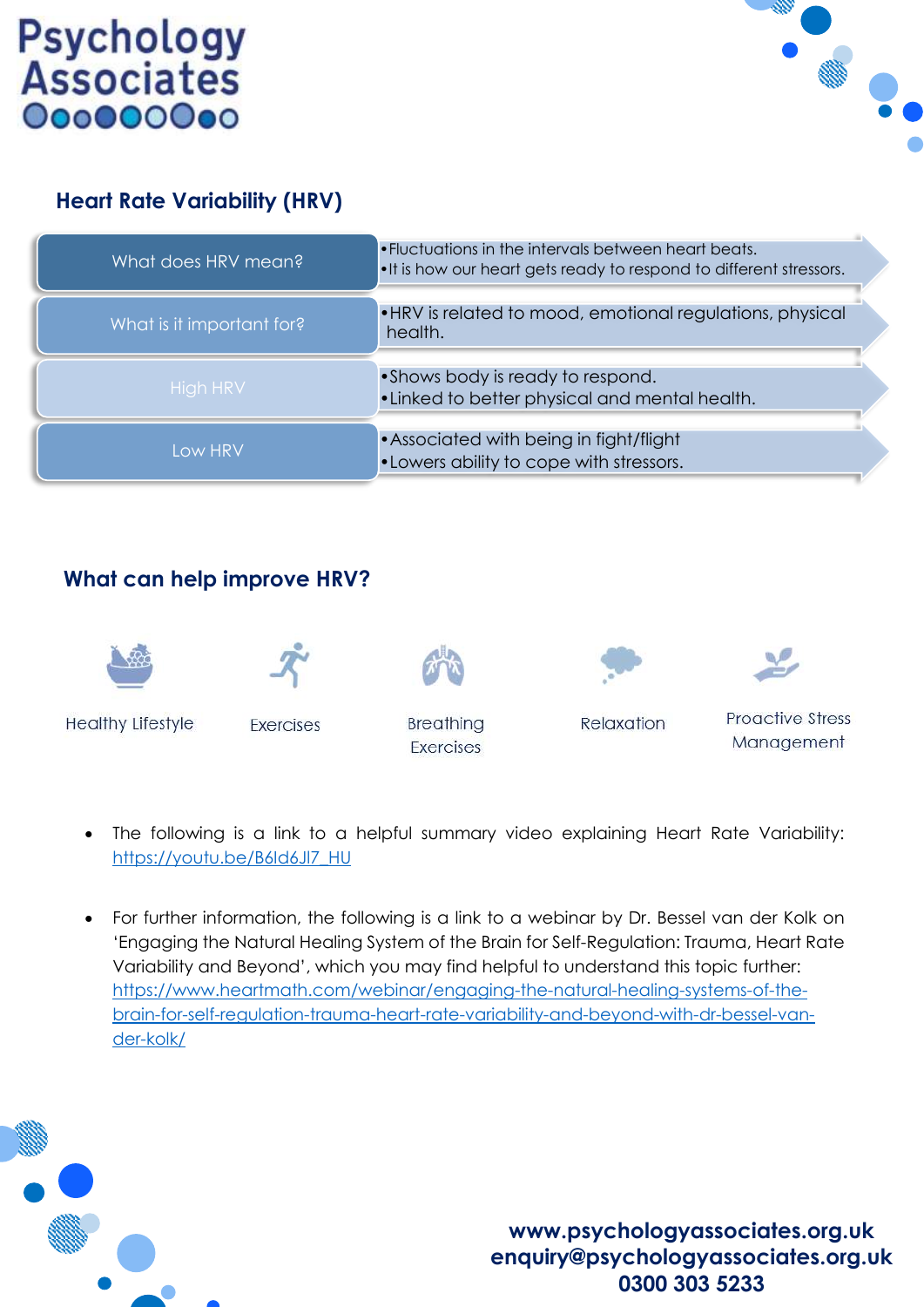Psychology Associates

## Heart Rate Variability (HRV)

| | |
|---|---|
| What does HRV mean? | • Fluctuations in the intervals between heart beats.<br>• It is how our heart gets ready to respond to different stressors. |
| What is it important for? | • HRV is related to mood, emotional regulations, physical health. |
| High HRV | • Shows body is ready to respond.<br>• Linked to better physical and mental health. |
| Low HRV | • Associated with being in fight/flight<br>• Lowers ability to cope with stressors. |

## What can help improve HRV?

- Healthy Lifestyle
- Exercises
- Breathing Exercises
- Relaxation
- Proactive Stress Management

- The following is a link to a helpful summary video explaining Heart Rate Variability: https://youtu.be/B6Id6JI7_HU

- For further information, the following is a link to a webinar by Dr. Bessel van der Kolk on 'Engaging the Natural Healing System of the Brain for Self-Regulation: Trauma, Heart Rate Variability and Beyond', which you may find helpful to understand this topic further: https://www.heartmath.com/webinar/engaging-the-natural-healing-systems-of-the-brain-for-self-regulation-trauma-heart-rate-variability-and-beyond-with-dr-bessel-van-der-kolk/

**www.psychologyassociates.org.uk**
**enquiry@psychologyassociates.org.uk**
**0300 303 5233**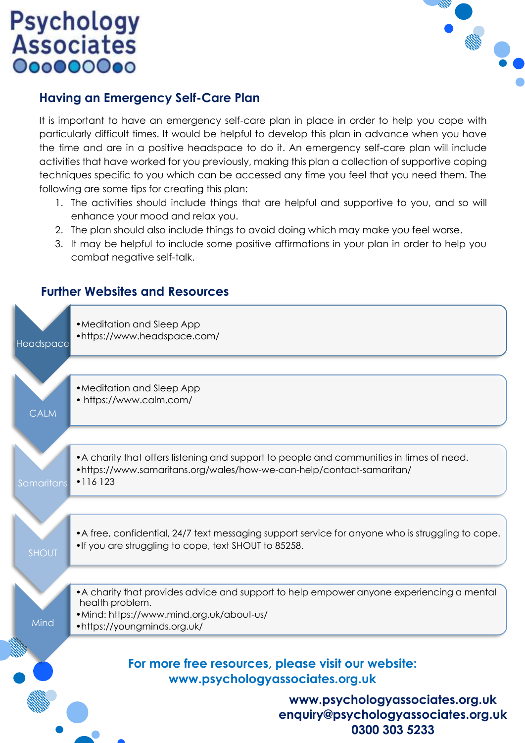# Psychology Associates

## Having an Emergency Self-Care Plan

It is important to have an emergency self-care plan in place in order to help you cope with particularly difficult times. It would be helpful to develop this plan in advance when you have the time and are in a positive headspace to do it. An emergency self-care plan will include activities that have worked for you previously, making this plan a collection of supportive coping techniques specific to you which can be accessed any time you feel that you need them. The following are some tips for creating this plan:

1. The activities should include things that are helpful and supportive to you, and so will enhance your mood and relax you.
2. The plan should also include things to avoid doing which may make you feel worse.
3. It may be helpful to include some positive affirmations in your plan in order to help you combat negative self-talk.

## Further Websites and Resources

**Headspace**
- Meditation and Sleep App
- https://www.headspace.com/

**CALM**
- Meditation and Sleep App
- https://www.calm.com/

**Samaritans**
- A charity that offers listening and support to people and communities in times of need.
- https://www.samaritans.org/wales/how-we-can-help/contact-samaritan/
- 116 123

**SHOUT**
- A free, confidential, 24/7 text messaging support service for anyone who is struggling to cope.
- If you are struggling to cope, text SHOUT to 85258.

**Mind**
- A charity that provides advice and support to help empower anyone experiencing a mental health problem.
- Mind: https://www.mind.org.uk/about-us/
- https://youngminds.org.uk/

**For more free resources, please visit our website: www.psychologyassociates.org.uk**

**www.psychologyassociates.org.uk**
**enquiry@psychologyassociates.org.uk**
**0300 303 5233**